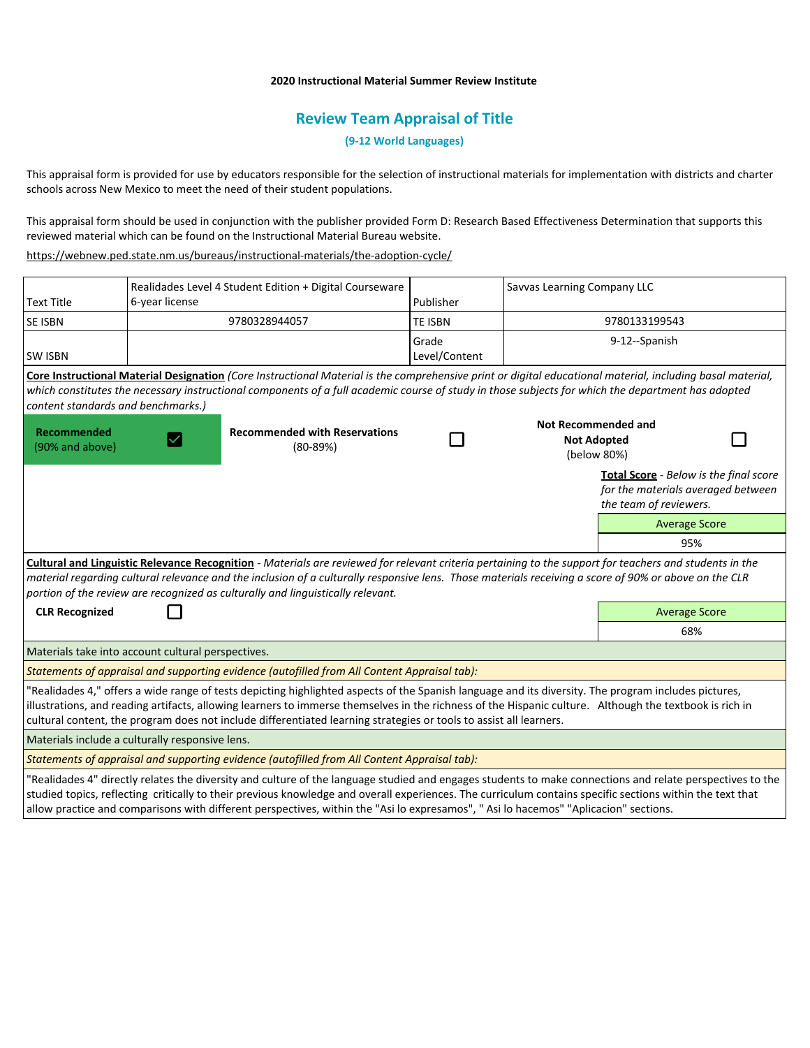**2020 Instructional Material Summer Review Institute**

## Review Team Appraisal of Title

**(9-12 World Languages)**

This appraisal form is provided for use by educators responsible for the selection of instructional materials for implementation with districts and charter schools across New Mexico to meet the need of their student populations.

This appraisal form should be used in conjunction with the publisher provided Form D: Research Based Effectiveness Determination that supports this reviewed material which can be found on the Instructional Material Bureau website.

https://webnew.ped.state.nm.us/bureaus/instructional-materials/the-adoption-cycle/

| Text Title | Realidades Level 4 Student Edition + Digital Courseware 6-year license | Publisher | Savvas Learning Company LLC |
|---|---|---|---|
| SE ISBN | 9780328944057 | TE ISBN | 9780133199543 |
| SW ISBN | | Grade Level/Content | 9-12--Spanish |

**Core Instructional Material Designation** *(Core Instructional Material is the comprehensive print or digital educational material, including basal material, which constitutes the necessary instructional components of a full academic course of study in those subjects for which the department has adopted content standards and benchmarks.)*

| **Recommended** (90% and above) | ☑ | **Recommended with Reservations** (80-89%) | ☐ | **Not Recommended and Not Adopted** (below 80%) | ☐ |
|---|---|---|---|---|---|

**Total Score** - *Below is the final score for the materials averaged between the team of reviewers.*

| Average Score |
|---|
| 95% |

**Cultural and Linguistic Relevance Recognition** - *Materials are reviewed for relevant criteria pertaining to the support for teachers and students in the material regarding cultural relevance and the inclusion of a culturally responsive lens. Those materials receiving a score of 90% or above on the CLR portion of the review are recognized as culturally and linguistically relevant.*

**CLR Recognized** ☐

| Average Score |
|---|
| 68% |

Materials take into account cultural perspectives.

*Statements of appraisal and supporting evidence (autofilled from All Content Appraisal tab):*

"Realidades 4," offers a wide range of tests depicting highlighted aspects of the Spanish language and its diversity. The program includes pictures, illustrations, and reading artifacts, allowing learners to immerse themselves in the richness of the Hispanic culture. Although the textbook is rich in cultural content, the program does not include differentiated learning strategies or tools to assist all learners.

Materials include a culturally responsive lens.

*Statements of appraisal and supporting evidence (autofilled from All Content Appraisal tab):*

"Realidades 4" directly relates the diversity and culture of the language studied and engages students to make connections and relate perspectives to the studied topics, reflecting critically to their previous knowledge and overall experiences. The curriculum contains specific sections within the text that allow practice and comparisons with different perspectives, within the "Asi lo expresamos", " Asi lo hacemos" "Aplicacion" sections.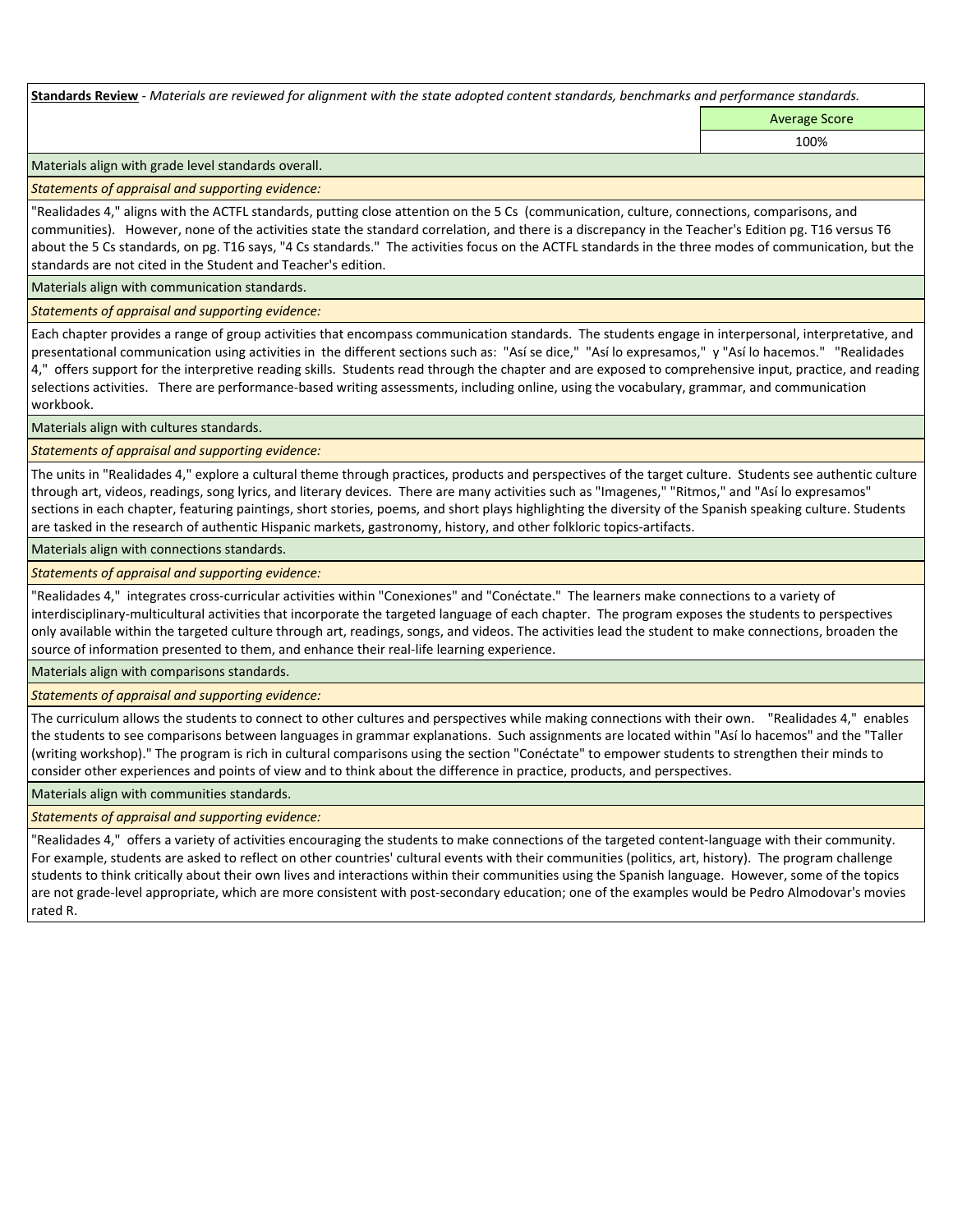**Standards Review** - *Materials are reviewed for alignment with the state adopted content standards, benchmarks and performance standards.*

| | Average Score |
|---|---|
| | 100% |

Materials align with grade level standards overall.

*Statements of appraisal and supporting evidence:*

"Realidades 4," aligns with the ACTFL standards, putting close attention on the 5 Cs (communication, culture, connections, comparisons, and communities). However, none of the activities state the standard correlation, and there is a discrepancy in the Teacher's Edition pg. T16 versus T6 about the 5 Cs standards, on pg. T16 says, "4 Cs standards." The activities focus on the ACTFL standards in the three modes of communication, but the standards are not cited in the Student and Teacher's edition.

Materials align with communication standards.

*Statements of appraisal and supporting evidence:*

Each chapter provides a range of group activities that encompass communication standards. The students engage in interpersonal, interpretative, and presentational communication using activities in the different sections such as: "Así se dice," "Así lo expresamos," y "Así lo hacemos." "Realidades 4," offers support for the interpretive reading skills. Students read through the chapter and are exposed to comprehensive input, practice, and reading selections activities. There are performance-based writing assessments, including online, using the vocabulary, grammar, and communication workbook.

Materials align with cultures standards.

*Statements of appraisal and supporting evidence:*

The units in "Realidades 4," explore a cultural theme through practices, products and perspectives of the target culture. Students see authentic culture through art, videos, readings, song lyrics, and literary devices. There are many activities such as "Imagenes," "Ritmos," and "Así lo expresamos" sections in each chapter, featuring paintings, short stories, poems, and short plays highlighting the diversity of the Spanish speaking culture. Students are tasked in the research of authentic Hispanic markets, gastronomy, history, and other folkloric topics-artifacts.

Materials align with connections standards.

*Statements of appraisal and supporting evidence:*

"Realidades 4," integrates cross-curricular activities within "Conexiones" and "Conéctate." The learners make connections to a variety of interdisciplinary-multicultural activities that incorporate the targeted language of each chapter. The program exposes the students to perspectives only available within the targeted culture through art, readings, songs, and videos. The activities lead the student to make connections, broaden the source of information presented to them, and enhance their real-life learning experience.

Materials align with comparisons standards.

*Statements of appraisal and supporting evidence:*

The curriculum allows the students to connect to other cultures and perspectives while making connections with their own. "Realidades 4," enables the students to see comparisons between languages in grammar explanations. Such assignments are located within "Así lo hacemos" and the "Taller (writing workshop)." The program is rich in cultural comparisons using the section "Conéctate" to empower students to strengthen their minds to consider other experiences and points of view and to think about the difference in practice, products, and perspectives.

Materials align with communities standards.

*Statements of appraisal and supporting evidence:*

"Realidades 4," offers a variety of activities encouraging the students to make connections of the targeted content-language with their community. For example, students are asked to reflect on other countries' cultural events with their communities (politics, art, history). The program challenge students to think critically about their own lives and interactions within their communities using the Spanish language. However, some of the topics are not grade-level appropriate, which are more consistent with post-secondary education; one of the examples would be Pedro Almodovar's movies rated R.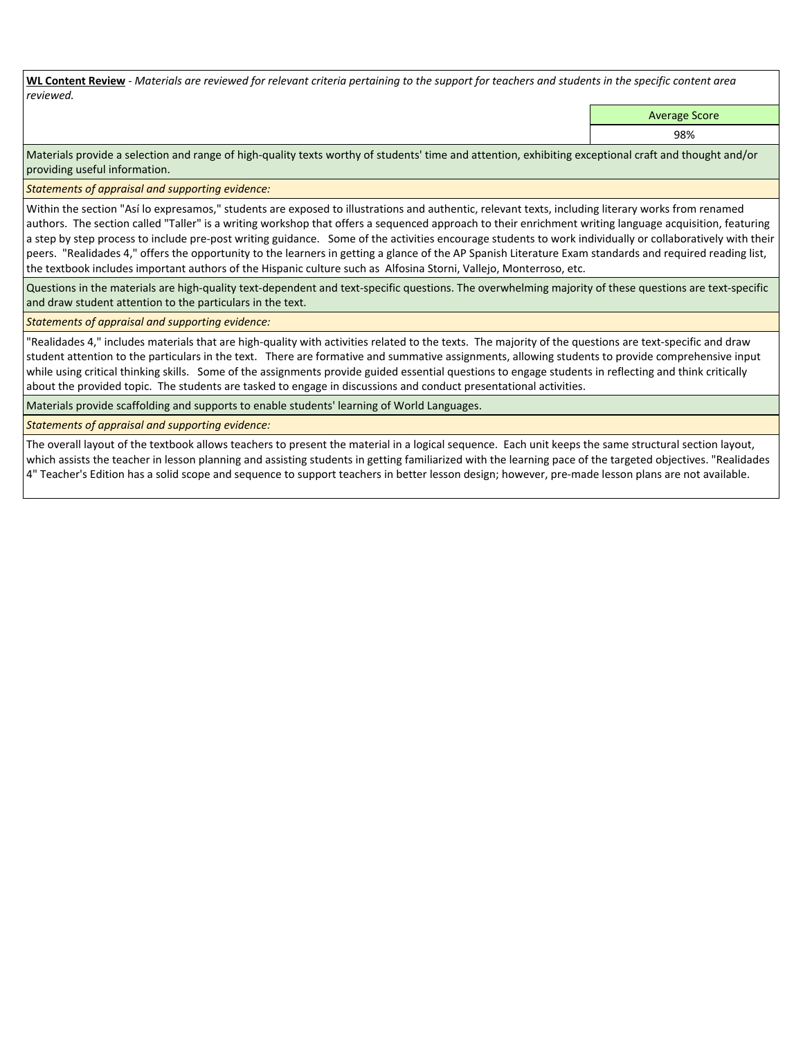**WL Content Review** - *Materials are reviewed for relevant criteria pertaining to the support for teachers and students in the specific content area reviewed.*

| | Average Score |
|---|---|
| | 98% |

Materials provide a selection and range of high-quality texts worthy of students' time and attention, exhibiting exceptional craft and thought and/or providing useful information.

*Statements of appraisal and supporting evidence:*

Within the section "Así lo expresamos," students are exposed to illustrations and authentic, relevant texts, including literary works from renamed authors. The section called "Taller" is a writing workshop that offers a sequenced approach to their enrichment writing language acquisition, featuring a step by step process to include pre-post writing guidance. Some of the activities encourage students to work individually or collaboratively with their peers. "Realidades 4," offers the opportunity to the learners in getting a glance of the AP Spanish Literature Exam standards and required reading list, the textbook includes important authors of the Hispanic culture such as Alfosina Storni, Vallejo, Monterroso, etc.

Questions in the materials are high-quality text-dependent and text-specific questions. The overwhelming majority of these questions are text-specific and draw student attention to the particulars in the text.

*Statements of appraisal and supporting evidence:*

"Realidades 4," includes materials that are high-quality with activities related to the texts. The majority of the questions are text-specific and draw student attention to the particulars in the text. There are formative and summative assignments, allowing students to provide comprehensive input while using critical thinking skills. Some of the assignments provide guided essential questions to engage students in reflecting and think critically about the provided topic. The students are tasked to engage in discussions and conduct presentational activities.

Materials provide scaffolding and supports to enable students' learning of World Languages.

*Statements of appraisal and supporting evidence:*

The overall layout of the textbook allows teachers to present the material in a logical sequence. Each unit keeps the same structural section layout, which assists the teacher in lesson planning and assisting students in getting familiarized with the learning pace of the targeted objectives. "Realidades 4" Teacher's Edition has a solid scope and sequence to support teachers in better lesson design; however, pre-made lesson plans are not available.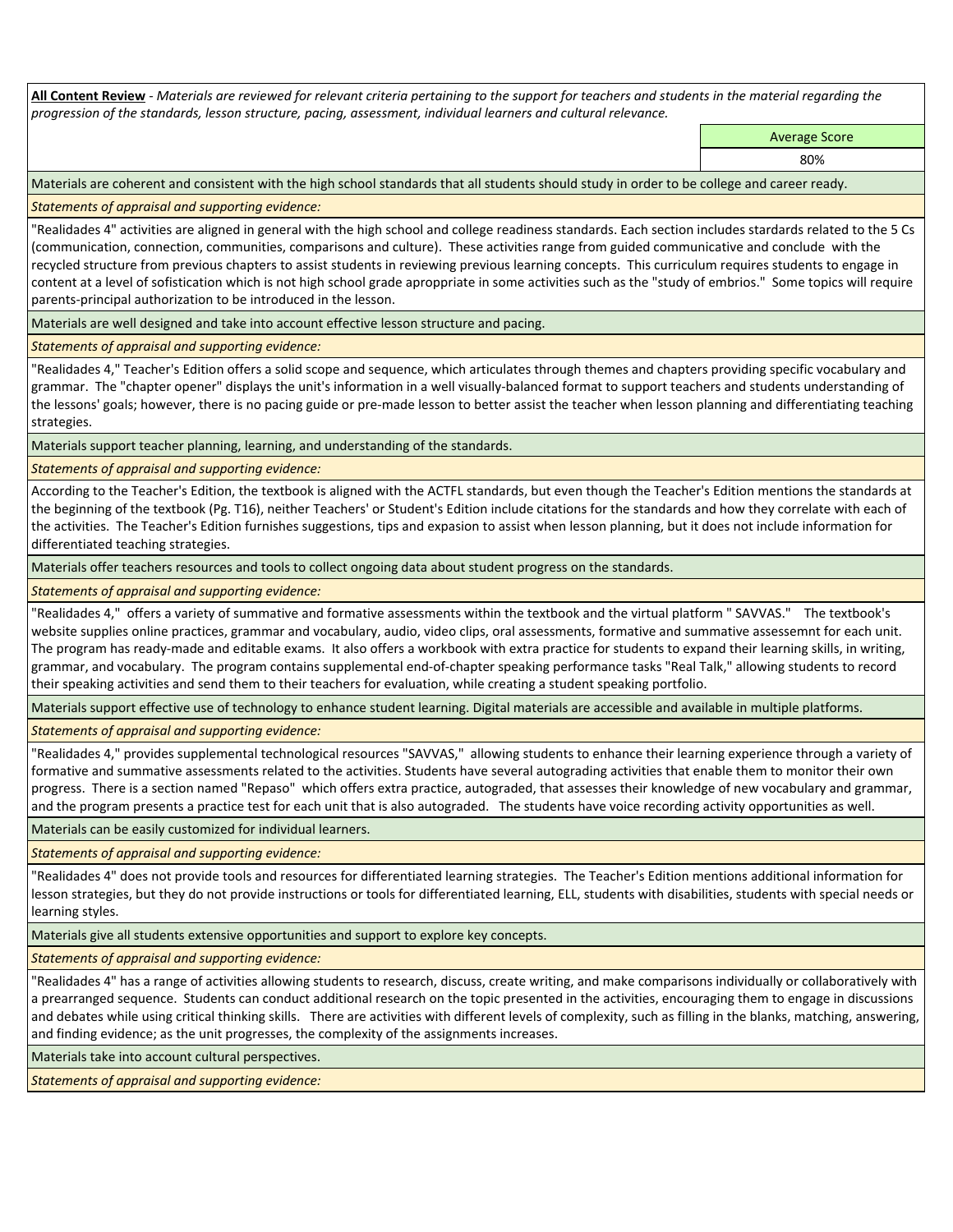**All Content Review** - *Materials are reviewed for relevant criteria pertaining to the support for teachers and students in the material regarding the progression of the standards, lesson structure, pacing, assessment, individual learners and cultural relevance.*

| Average Score |
|---|
| 80% |

Materials are coherent and consistent with the high school standards that all students should study in order to be college and career ready.

*Statements of appraisal and supporting evidence:*

"Realidades 4" activities are aligned in general with the high school and college readiness standards. Each section includes stardards related to the 5 Cs (communication, connection, communities, comparisons and culture). These activities range from guided communicative and conclude with the recycled structure from previous chapters to assist students in reviewing previous learning concepts. This curriculum requires students to engage in content at a level of sofistication which is not high school grade aproppriate in some activities such as the "study of embrios." Some topics will require parents-principal authorization to be introduced in the lesson.

Materials are well designed and take into account effective lesson structure and pacing.

*Statements of appraisal and supporting evidence:*

"Realidades 4," Teacher's Edition offers a solid scope and sequence, which articulates through themes and chapters providing specific vocabulary and grammar. The "chapter opener" displays the unit's information in a well visually-balanced format to support teachers and students understanding of the lessons' goals; however, there is no pacing guide or pre-made lesson to better assist the teacher when lesson planning and differentiating teaching strategies.

Materials support teacher planning, learning, and understanding of the standards.

*Statements of appraisal and supporting evidence:*

According to the Teacher's Edition, the textbook is aligned with the ACTFL standards, but even though the Teacher's Edition mentions the standards at the beginning of the textbook (Pg. T16), neither Teachers' or Student's Edition include citations for the standards and how they correlate with each of the activities. The Teacher's Edition furnishes suggestions, tips and expasion to assist when lesson planning, but it does not include information for differentiated teaching strategies.

Materials offer teachers resources and tools to collect ongoing data about student progress on the standards.

*Statements of appraisal and supporting evidence:*

"Realidades 4," offers a variety of summative and formative assessments within the textbook and the virtual platform " SAVVAS." The textbook's website supplies online practices, grammar and vocabulary, audio, video clips, oral assessments, formative and summative assessemnt for each unit. The program has ready-made and editable exams. It also offers a workbook with extra practice for students to expand their learning skills, in writing, grammar, and vocabulary. The program contains supplemental end-of-chapter speaking performance tasks "Real Talk," allowing students to record their speaking activities and send them to their teachers for evaluation, while creating a student speaking portfolio.

Materials support effective use of technology to enhance student learning. Digital materials are accessible and available in multiple platforms.

*Statements of appraisal and supporting evidence:*

"Realidades 4," provides supplemental technological resources "SAVVAS," allowing students to enhance their learning experience through a variety of formative and summative assessments related to the activities. Students have several autograding activities that enable them to monitor their own progress. There is a section named "Repaso" which offers extra practice, autograded, that assesses their knowledge of new vocabulary and grammar, and the program presents a practice test for each unit that is also autograded. The students have voice recording activity opportunities as well.

Materials can be easily customized for individual learners.

*Statements of appraisal and supporting evidence:*

"Realidades 4" does not provide tools and resources for differentiated learning strategies. The Teacher's Edition mentions additional information for lesson strategies, but they do not provide instructions or tools for differentiated learning, ELL, students with disabilities, students with special needs or learning styles.

Materials give all students extensive opportunities and support to explore key concepts.

*Statements of appraisal and supporting evidence:*

"Realidades 4" has a range of activities allowing students to research, discuss, create writing, and make comparisons individually or collaboratively with a prearranged sequence. Students can conduct additional research on the topic presented in the activities, encouraging them to engage in discussions and debates while using critical thinking skills. There are activities with different levels of complexity, such as filling in the blanks, matching, answering, and finding evidence; as the unit progresses, the complexity of the assignments increases.

Materials take into account cultural perspectives.

*Statements of appraisal and supporting evidence:*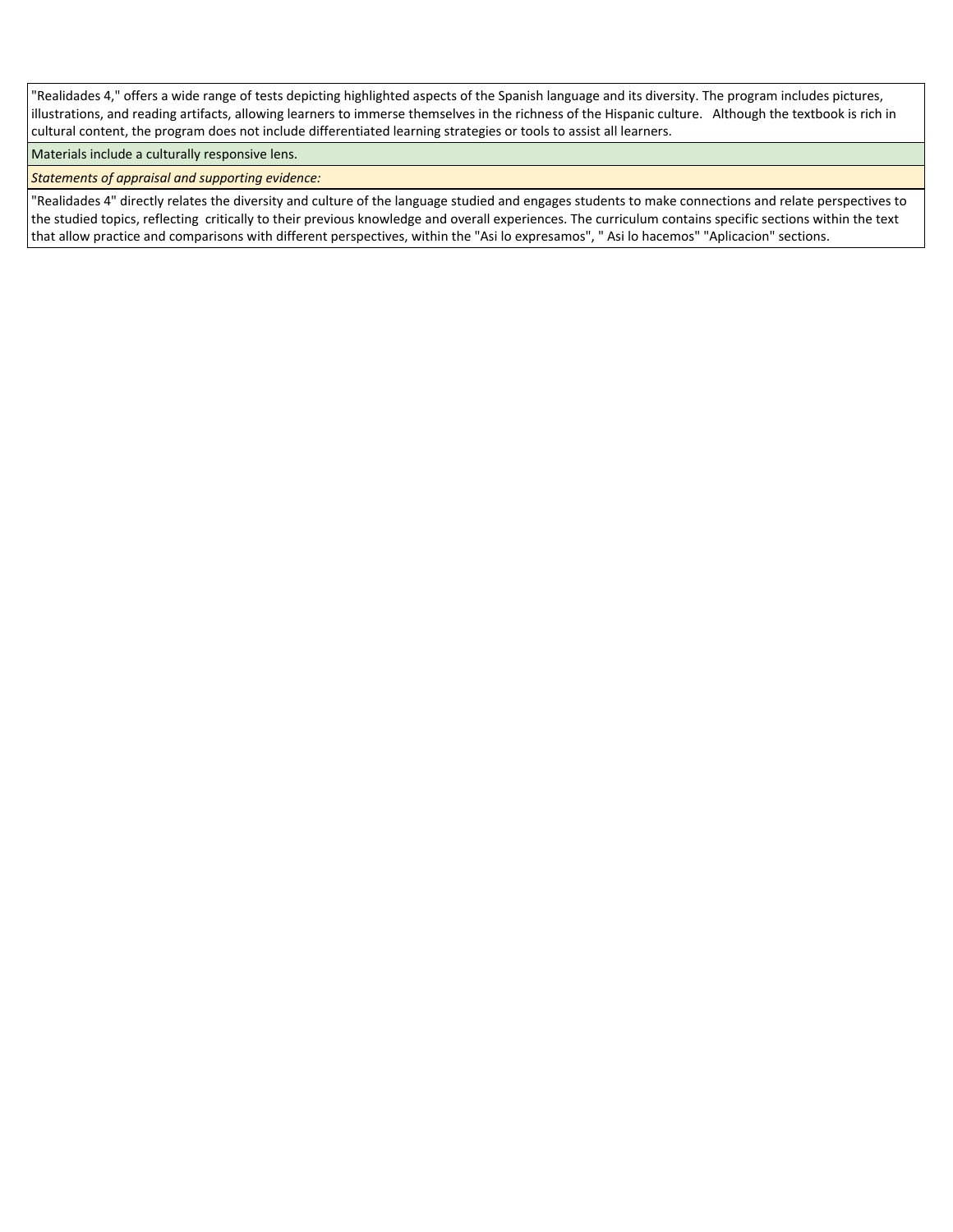"Realidades 4," offers a wide range of tests depicting highlighted aspects of the Spanish language and its diversity. The program includes pictures, illustrations, and reading artifacts, allowing learners to immerse themselves in the richness of the Hispanic culture.   Although the textbook is rich in cultural content, the program does not include differentiated learning strategies or tools to assist all learners.

Materials include a culturally responsive lens.

*Statements of appraisal and supporting evidence:*

"Realidades 4" directly relates the diversity and culture of the language studied and engages students to make connections and relate perspectives to the studied topics, reflecting  critically to their previous knowledge and overall experiences. The curriculum contains specific sections within the text that allow practice and comparisons with different perspectives, within the "Asi lo expresamos", " Asi lo hacemos" "Aplicacion" sections.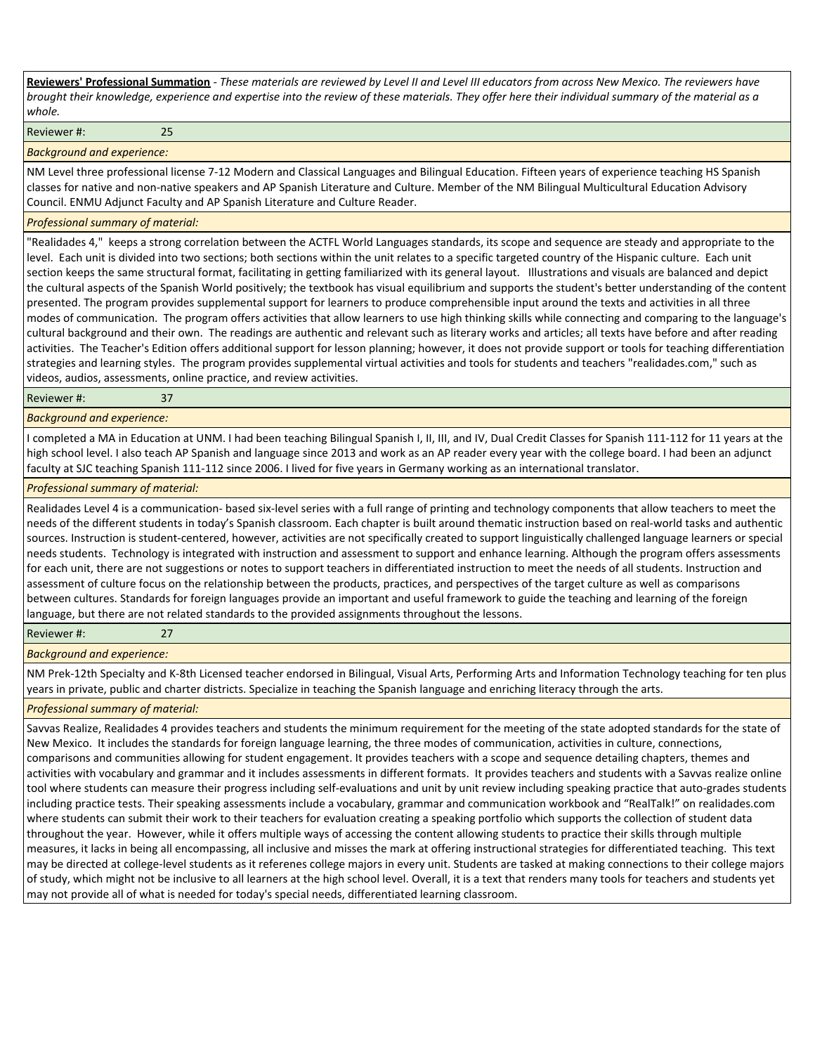**Reviewers' Professional Summation** - *These materials are reviewed by Level II and Level III educators from across New Mexico. The reviewers have brought their knowledge, experience and expertise into the review of these materials. They offer here their individual summary of the material as a whole.*

Reviewer #: 25

*Background and experience:*

NM Level three professional license 7-12 Modern and Classical Languages and Bilingual Education. Fifteen years of experience teaching HS Spanish classes for native and non-native speakers and AP Spanish Literature and Culture. Member of the NM Bilingual Multicultural Education Advisory Council. ENMU Adjunct Faculty and AP Spanish Literature and Culture Reader.

*Professional summary of material:*

"Realidades 4," keeps a strong correlation between the ACTFL World Languages standards, its scope and sequence are steady and appropriate to the level. Each unit is divided into two sections; both sections within the unit relates to a specific targeted country of the Hispanic culture. Each unit section keeps the same structural format, facilitating in getting familiarized with its general layout. Illustrations and visuals are balanced and depict the cultural aspects of the Spanish World positively; the textbook has visual equilibrium and supports the student's better understanding of the content presented. The program provides supplemental support for learners to produce comprehensible input around the texts and activities in all three modes of communication. The program offers activities that allow learners to use high thinking skills while connecting and comparing to the language's cultural background and their own. The readings are authentic and relevant such as literary works and articles; all texts have before and after reading activities. The Teacher's Edition offers additional support for lesson planning; however, it does not provide support or tools for teaching differentiation strategies and learning styles. The program provides supplemental virtual activities and tools for students and teachers "realidades.com," such as videos, audios, assessments, online practice, and review activities.

Reviewer #: 37

*Background and experience:*

I completed a MA in Education at UNM. I had been teaching Bilingual Spanish I, II, III, and IV, Dual Credit Classes for Spanish 111-112 for 11 years at the high school level. I also teach AP Spanish and language since 2013 and work as an AP reader every year with the college board. I had been an adjunct faculty at SJC teaching Spanish 111-112 since 2006. I lived for five years in Germany working as an international translator.

*Professional summary of material:*

Realidades Level 4 is a communication- based six-level series with a full range of printing and technology components that allow teachers to meet the needs of the different students in today's Spanish classroom. Each chapter is built around thematic instruction based on real-world tasks and authentic sources. Instruction is student-centered, however, activities are not specifically created to support linguistically challenged language learners or special needs students. Technology is integrated with instruction and assessment to support and enhance learning. Although the program offers assessments for each unit, there are not suggestions or notes to support teachers in differentiated instruction to meet the needs of all students. Instruction and assessment of culture focus on the relationship between the products, practices, and perspectives of the target culture as well as comparisons between cultures. Standards for foreign languages provide an important and useful framework to guide the teaching and learning of the foreign language, but there are not related standards to the provided assignments throughout the lessons.

Reviewer #: 27

*Background and experience:*

NM Prek-12th Specialty and K-8th Licensed teacher endorsed in Bilingual, Visual Arts, Performing Arts and Information Technology teaching for ten plus years in private, public and charter districts. Specialize in teaching the Spanish language and enriching literacy through the arts.

*Professional summary of material:*

Savvas Realize, Realidades 4 provides teachers and students the minimum requirement for the meeting of the state adopted standards for the state of New Mexico. It includes the standards for foreign language learning, the three modes of communication, activities in culture, connections, comparisons and communities allowing for student engagement. It provides teachers with a scope and sequence detailing chapters, themes and activities with vocabulary and grammar and it includes assessments in different formats. It provides teachers and students with a Savvas realize online tool where students can measure their progress including self-evaluations and unit by unit review including speaking practice that auto-grades students including practice tests. Their speaking assessments include a vocabulary, grammar and communication workbook and "RealTalk!" on realidades.com where students can submit their work to their teachers for evaluation creating a speaking portfolio which supports the collection of student data throughout the year. However, while it offers multiple ways of accessing the content allowing students to practice their skills through multiple measures, it lacks in being all encompassing, all inclusive and misses the mark at offering instructional strategies for differentiated teaching. This text may be directed at college-level students as it referenes college majors in every unit. Students are tasked at making connections to their college majors of study, which might not be inclusive to all learners at the high school level. Overall, it is a text that renders many tools for teachers and students yet may not provide all of what is needed for today's special needs, differentiated learning classroom.